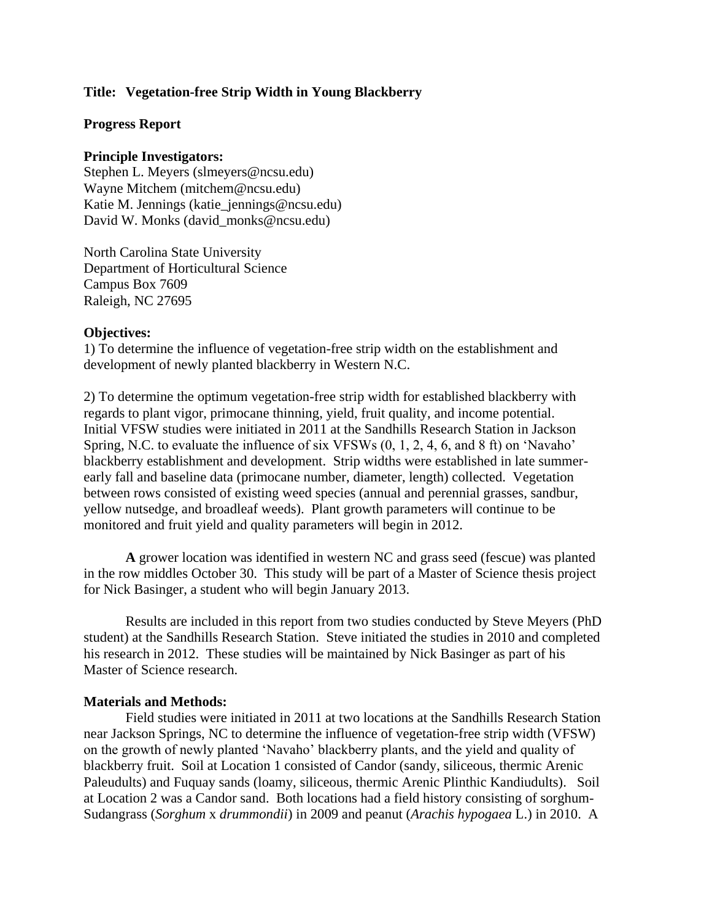**Title: Vegetation-free Strip Width in Young Blackberry**

**Progress Report**

**Principle Investigators:**
Stephen L. Meyers (slmeyers@ncsu.edu)
Wayne Mitchem (mitchem@ncsu.edu)
Katie M. Jennings (katie_jennings@ncsu.edu)
David W. Monks (david_monks@ncsu.edu)

North Carolina State University
Department of Horticultural Science
Campus Box 7609
Raleigh, NC 27695

**Objectives:**

1) To determine the influence of vegetation-free strip width on the establishment and development of newly planted blackberry in Western N.C.

2) To determine the optimum vegetation-free strip width for established blackberry with regards to plant vigor, primocane thinning, yield, fruit quality, and income potential. Initial VFSW studies were initiated in 2011 at the Sandhills Research Station in Jackson Spring, N.C. to evaluate the influence of six VFSWs (0, 1, 2, 4, 6, and 8 ft) on 'Navaho' blackberry establishment and development. Strip widths were established in late summer-early fall and baseline data (primocane number, diameter, length) collected. Vegetation between rows consisted of existing weed species (annual and perennial grasses, sandbur, yellow nutsedge, and broadleaf weeds). Plant growth parameters will continue to be monitored and fruit yield and quality parameters will begin in 2012.

**A** grower location was identified in western NC and grass seed (fescue) was planted in the row middles October 30. This study will be part of a Master of Science thesis project for Nick Basinger, a student who will begin January 2013.

Results are included in this report from two studies conducted by Steve Meyers (PhD student) at the Sandhills Research Station. Steve initiated the studies in 2010 and completed his research in 2012. These studies will be maintained by Nick Basinger as part of his Master of Science research.

**Materials and Methods:**

Field studies were initiated in 2011 at two locations at the Sandhills Research Station near Jackson Springs, NC to determine the influence of vegetation-free strip width (VFSW) on the growth of newly planted 'Navaho' blackberry plants, and the yield and quality of blackberry fruit. Soil at Location 1 consisted of Candor (sandy, siliceous, thermic Arenic Paleudults) and Fuquay sands (loamy, siliceous, thermic Arenic Plinthic Kandiudults). Soil at Location 2 was a Candor sand. Both locations had a field history consisting of sorghum-Sudangrass (*Sorghum* x *drummondii*) in 2009 and peanut (*Arachis hypogaea* L.) in 2010. A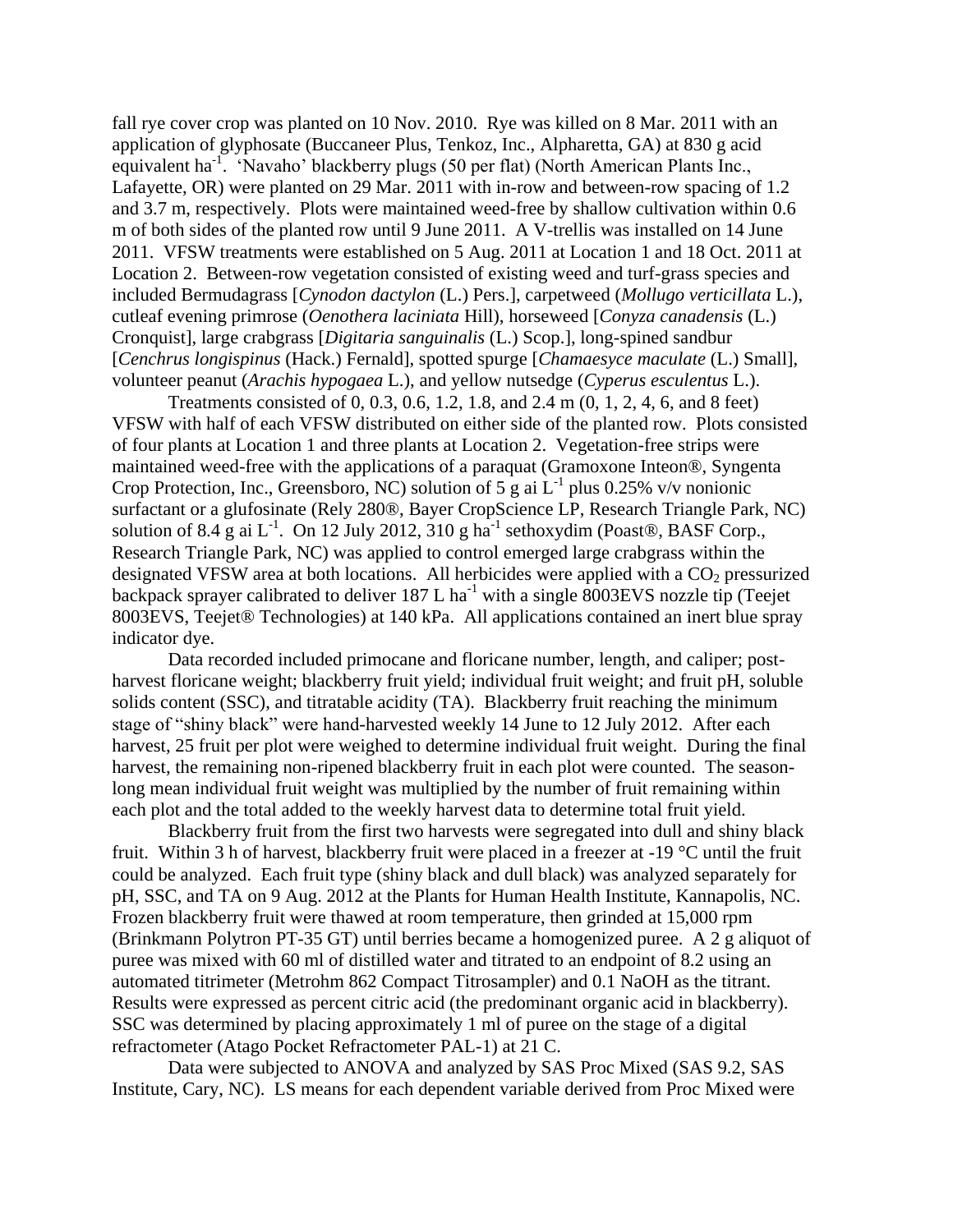fall rye cover crop was planted on 10 Nov. 2010. Rye was killed on 8 Mar. 2011 with an application of glyphosate (Buccaneer Plus, Tenkoz, Inc., Alpharetta, GA) at 830 g acid equivalent ha$^{-1}$. 'Navaho' blackberry plugs (50 per flat) (North American Plants Inc., Lafayette, OR) were planted on 29 Mar. 2011 with in-row and between-row spacing of 1.2 and 3.7 m, respectively. Plots were maintained weed-free by shallow cultivation within 0.6 m of both sides of the planted row until 9 June 2011. A V-trellis was installed on 14 June 2011. VFSW treatments were established on 5 Aug. 2011 at Location 1 and 18 Oct. 2011 at Location 2. Between-row vegetation consisted of existing weed and turf-grass species and included Bermudagrass [*Cynodon dactylon* (L.) Pers.], carpetweed (*Mollugo verticillata* L.), cutleaf evening primrose (*Oenothera laciniata* Hill), horseweed [*Conyza canadensis* (L.) Cronquist], large crabgrass [*Digitaria sanguinalis* (L.) Scop.], long-spined sandbur [*Cenchrus longispinus* (Hack.) Fernald], spotted spurge [*Chamaesyce maculate* (L.) Small], volunteer peanut (*Arachis hypogaea* L.), and yellow nutsedge (*Cyperus esculentus* L.).

Treatments consisted of 0, 0.3, 0.6, 1.2, 1.8, and 2.4 m (0, 1, 2, 4, 6, and 8 feet) VFSW with half of each VFSW distributed on either side of the planted row. Plots consisted of four plants at Location 1 and three plants at Location 2. Vegetation-free strips were maintained weed-free with the applications of a paraquat (Gramoxone Inteon®, Syngenta Crop Protection, Inc., Greensboro, NC) solution of 5 g ai L$^{-1}$ plus 0.25% v/v nonionic surfactant or a glufosinate (Rely 280®, Bayer CropScience LP, Research Triangle Park, NC) solution of 8.4 g ai L$^{-1}$. On 12 July 2012, 310 g ha$^{-1}$ sethoxydim (Poast®, BASF Corp., Research Triangle Park, NC) was applied to control emerged large crabgrass within the designated VFSW area at both locations. All herbicides were applied with a $CO_2$ pressurized backpack sprayer calibrated to deliver 187 L ha$^{-1}$ with a single 8003EVS nozzle tip (Teejet 8003EVS, Teejet® Technologies) at 140 kPa. All applications contained an inert blue spray indicator dye.

Data recorded included primocane and floricane number, length, and caliper; post-harvest floricane weight; blackberry fruit yield; individual fruit weight; and fruit pH, soluble solids content (SSC), and titratable acidity (TA). Blackberry fruit reaching the minimum stage of "shiny black" were hand-harvested weekly 14 June to 12 July 2012. After each harvest, 25 fruit per plot were weighed to determine individual fruit weight. During the final harvest, the remaining non-ripened blackberry fruit in each plot were counted. The season-long mean individual fruit weight was multiplied by the number of fruit remaining within each plot and the total added to the weekly harvest data to determine total fruit yield.

Blackberry fruit from the first two harvests were segregated into dull and shiny black fruit. Within 3 h of harvest, blackberry fruit were placed in a freezer at -19 °C until the fruit could be analyzed. Each fruit type (shiny black and dull black) was analyzed separately for pH, SSC, and TA on 9 Aug. 2012 at the Plants for Human Health Institute, Kannapolis, NC. Frozen blackberry fruit were thawed at room temperature, then grinded at 15,000 rpm (Brinkmann Polytron PT-35 GT) until berries became a homogenized puree. A 2 g aliquot of puree was mixed with 60 ml of distilled water and titrated to an endpoint of 8.2 using an automated titrimeter (Metrohm 862 Compact Titrosampler) and 0.1 NaOH as the titrant. Results were expressed as percent citric acid (the predominant organic acid in blackberry). SSC was determined by placing approximately 1 ml of puree on the stage of a digital refractometer (Atago Pocket Refractometer PAL-1) at 21 C.

Data were subjected to ANOVA and analyzed by SAS Proc Mixed (SAS 9.2, SAS Institute, Cary, NC). LS means for each dependent variable derived from Proc Mixed were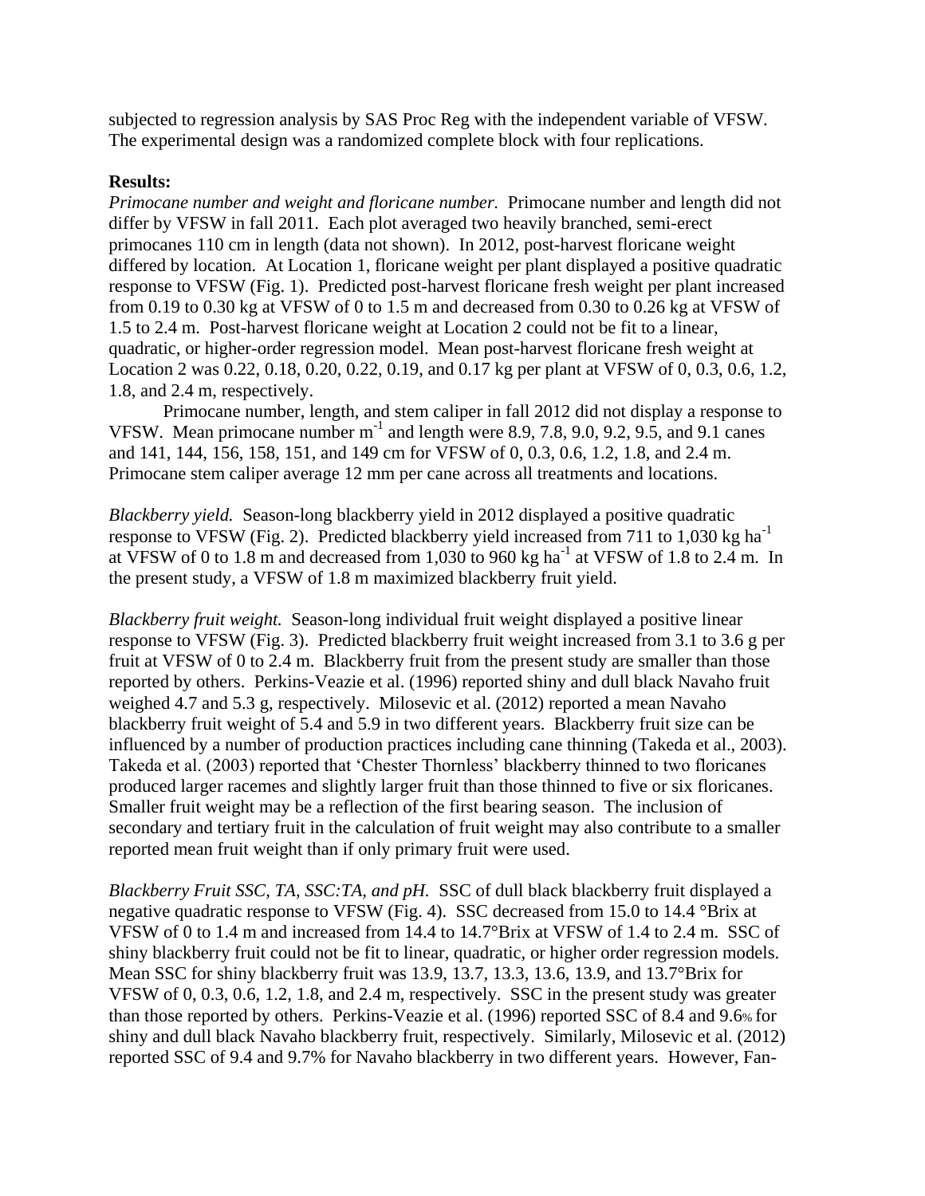subjected to regression analysis by SAS Proc Reg with the independent variable of VFSW. The experimental design was a randomized complete block with four replications.

**Results:**

*Primocane number and weight and floricane number.* Primocane number and length did not differ by VFSW in fall 2011. Each plot averaged two heavily branched, semi-erect primocanes 110 cm in length (data not shown). In 2012, post-harvest floricane weight differed by location. At Location 1, floricane weight per plant displayed a positive quadratic response to VFSW (Fig. 1). Predicted post-harvest floricane fresh weight per plant increased from 0.19 to 0.30 kg at VFSW of 0 to 1.5 m and decreased from 0.30 to 0.26 kg at VFSW of 1.5 to 2.4 m. Post-harvest floricane weight at Location 2 could not be fit to a linear, quadratic, or higher-order regression model. Mean post-harvest floricane fresh weight at Location 2 was 0.22, 0.18, 0.20, 0.22, 0.19, and 0.17 kg per plant at VFSW of 0, 0.3, 0.6, 1.2, 1.8, and 2.4 m, respectively.

Primocane number, length, and stem caliper in fall 2012 did not display a response to VFSW. Mean primocane number $m^{-1}$ and length were 8.9, 7.8, 9.0, 9.2, 9.5, and 9.1 canes and 141, 144, 156, 158, 151, and 149 cm for VFSW of 0, 0.3, 0.6, 1.2, 1.8, and 2.4 m. Primocane stem caliper average 12 mm per cane across all treatments and locations.

*Blackberry yield.* Season-long blackberry yield in 2012 displayed a positive quadratic response to VFSW (Fig. 2). Predicted blackberry yield increased from 711 to 1,030 kg $ha^{-1}$ at VFSW of 0 to 1.8 m and decreased from 1,030 to 960 kg $ha^{-1}$ at VFSW of 1.8 to 2.4 m. In the present study, a VFSW of 1.8 m maximized blackberry fruit yield.

*Blackberry fruit weight.* Season-long individual fruit weight displayed a positive linear response to VFSW (Fig. 3). Predicted blackberry fruit weight increased from 3.1 to 3.6 g per fruit at VFSW of 0 to 2.4 m. Blackberry fruit from the present study are smaller than those reported by others. Perkins-Veazie et al. (1996) reported shiny and dull black Navaho fruit weighed 4.7 and 5.3 g, respectively. Milosevic et al. (2012) reported a mean Navaho blackberry fruit weight of 5.4 and 5.9 in two different years. Blackberry fruit size can be influenced by a number of production practices including cane thinning (Takeda et al., 2003). Takeda et al. (2003) reported that 'Chester Thornless' blackberry thinned to two floricanes produced larger racemes and slightly larger fruit than those thinned to five or six floricanes. Smaller fruit weight may be a reflection of the first bearing season. The inclusion of secondary and tertiary fruit in the calculation of fruit weight may also contribute to a smaller reported mean fruit weight than if only primary fruit were used.

*Blackberry Fruit SSC, TA, SSC:TA, and pH.* SSC of dull black blackberry fruit displayed a negative quadratic response to VFSW (Fig. 4). SSC decreased from 15.0 to 14.4 °Brix at VFSW of 0 to 1.4 m and increased from 14.4 to 14.7°Brix at VFSW of 1.4 to 2.4 m. SSC of shiny blackberry fruit could not be fit to linear, quadratic, or higher order regression models. Mean SSC for shiny blackberry fruit was 13.9, 13.7, 13.3, 13.6, 13.9, and 13.7°Brix for VFSW of 0, 0.3, 0.6, 1.2, 1.8, and 2.4 m, respectively. SSC in the present study was greater than those reported by others. Perkins-Veazie et al. (1996) reported SSC of 8.4 and 9.6% for shiny and dull black Navaho blackberry fruit, respectively. Similarly, Milosevic et al. (2012) reported SSC of 9.4 and 9.7% for Navaho blackberry in two different years. However, Fan-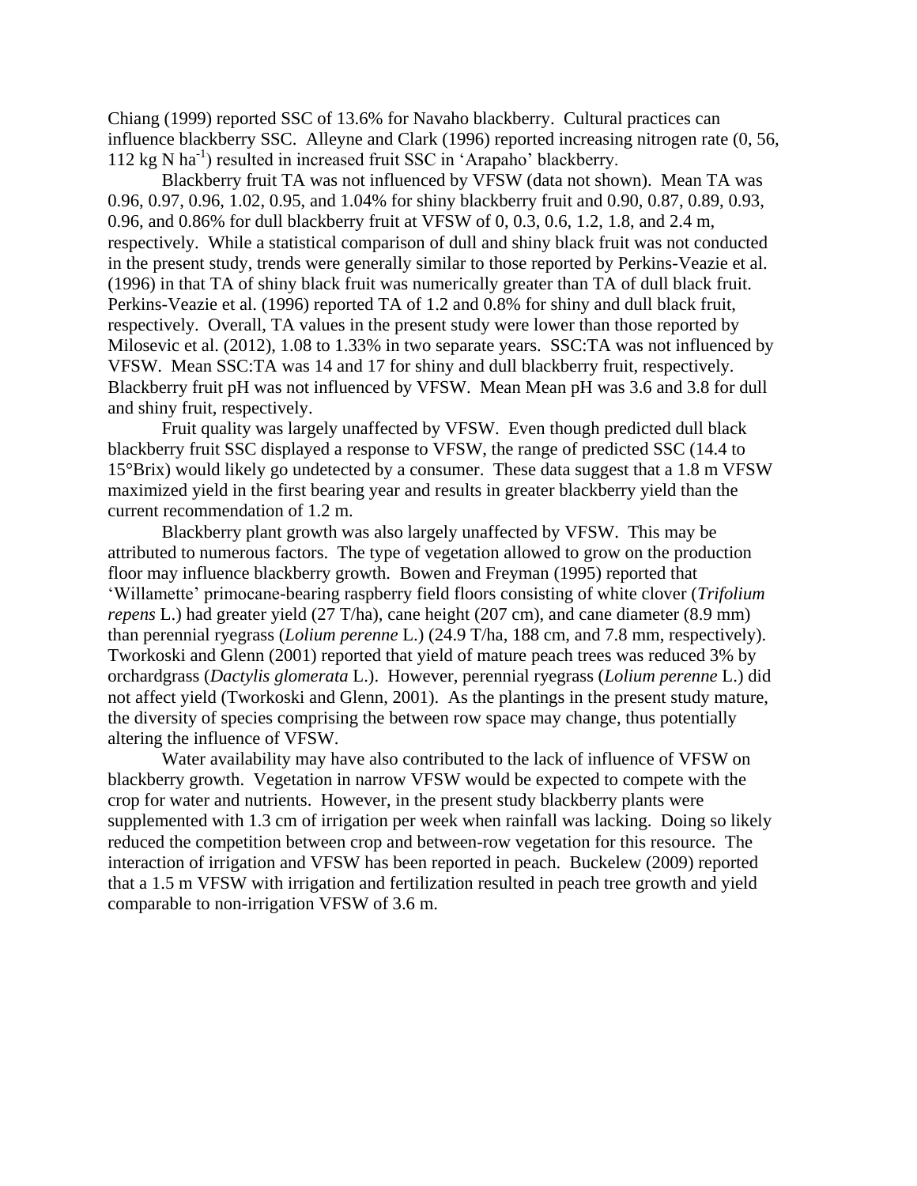Chiang (1999) reported SSC of 13.6% for Navaho blackberry. Cultural practices can influence blackberry SSC. Alleyne and Clark (1996) reported increasing nitrogen rate (0, 56, 112 kg N $ha^{-1}$) resulted in increased fruit SSC in 'Arapaho' blackberry.

Blackberry fruit TA was not influenced by VFSW (data not shown). Mean TA was 0.96, 0.97, 0.96, 1.02, 0.95, and 1.04% for shiny blackberry fruit and 0.90, 0.87, 0.89, 0.93, 0.96, and 0.86% for dull blackberry fruit at VFSW of 0, 0.3, 0.6, 1.2, 1.8, and 2.4 m, respectively. While a statistical comparison of dull and shiny black fruit was not conducted in the present study, trends were generally similar to those reported by Perkins-Veazie et al. (1996) in that TA of shiny black fruit was numerically greater than TA of dull black fruit. Perkins-Veazie et al. (1996) reported TA of 1.2 and 0.8% for shiny and dull black fruit, respectively. Overall, TA values in the present study were lower than those reported by Milosevic et al. (2012), 1.08 to 1.33% in two separate years. SSC:TA was not influenced by VFSW. Mean SSC:TA was 14 and 17 for shiny and dull blackberry fruit, respectively. Blackberry fruit pH was not influenced by VFSW. Mean Mean pH was 3.6 and 3.8 for dull and shiny fruit, respectively.

Fruit quality was largely unaffected by VFSW. Even though predicted dull black blackberry fruit SSC displayed a response to VFSW, the range of predicted SSC (14.4 to 15°Brix) would likely go undetected by a consumer. These data suggest that a 1.8 m VFSW maximized yield in the first bearing year and results in greater blackberry yield than the current recommendation of 1.2 m.

Blackberry plant growth was also largely unaffected by VFSW. This may be attributed to numerous factors. The type of vegetation allowed to grow on the production floor may influence blackberry growth. Bowen and Freyman (1995) reported that 'Willamette' primocane-bearing raspberry field floors consisting of white clover (*Trifolium repens* L.) had greater yield (27 T/ha), cane height (207 cm), and cane diameter (8.9 mm) than perennial ryegrass (*Lolium perenne* L.) (24.9 T/ha, 188 cm, and 7.8 mm, respectively). Tworkoski and Glenn (2001) reported that yield of mature peach trees was reduced 3% by orchardgrass (*Dactylis glomerata* L.). However, perennial ryegrass (*Lolium perenne* L.) did not affect yield (Tworkoski and Glenn, 2001). As the plantings in the present study mature, the diversity of species comprising the between row space may change, thus potentially altering the influence of VFSW.

Water availability may have also contributed to the lack of influence of VFSW on blackberry growth. Vegetation in narrow VFSW would be expected to compete with the crop for water and nutrients. However, in the present study blackberry plants were supplemented with 1.3 cm of irrigation per week when rainfall was lacking. Doing so likely reduced the competition between crop and between-row vegetation for this resource. The interaction of irrigation and VFSW has been reported in peach. Buckelew (2009) reported that a 1.5 m VFSW with irrigation and fertilization resulted in peach tree growth and yield comparable to non-irrigation VFSW of 3.6 m.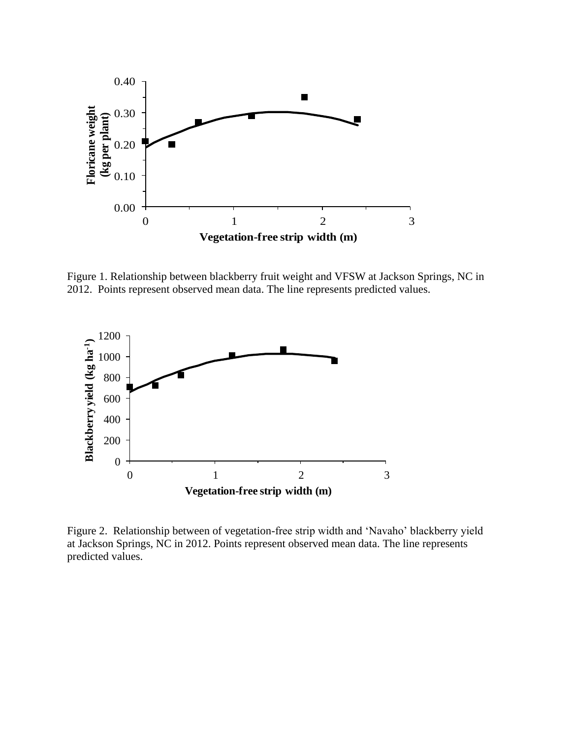Figure 1. Relationship between blackberry fruit weight and VFSW at Jackson Springs, NC in 2012. Points represent observed mean data. The line represents predicted values.

Figure 2. Relationship between of vegetation-free strip width and 'Navaho' blackberry yield at Jackson Springs, NC in 2012. Points represent observed mean data. The line represents predicted values.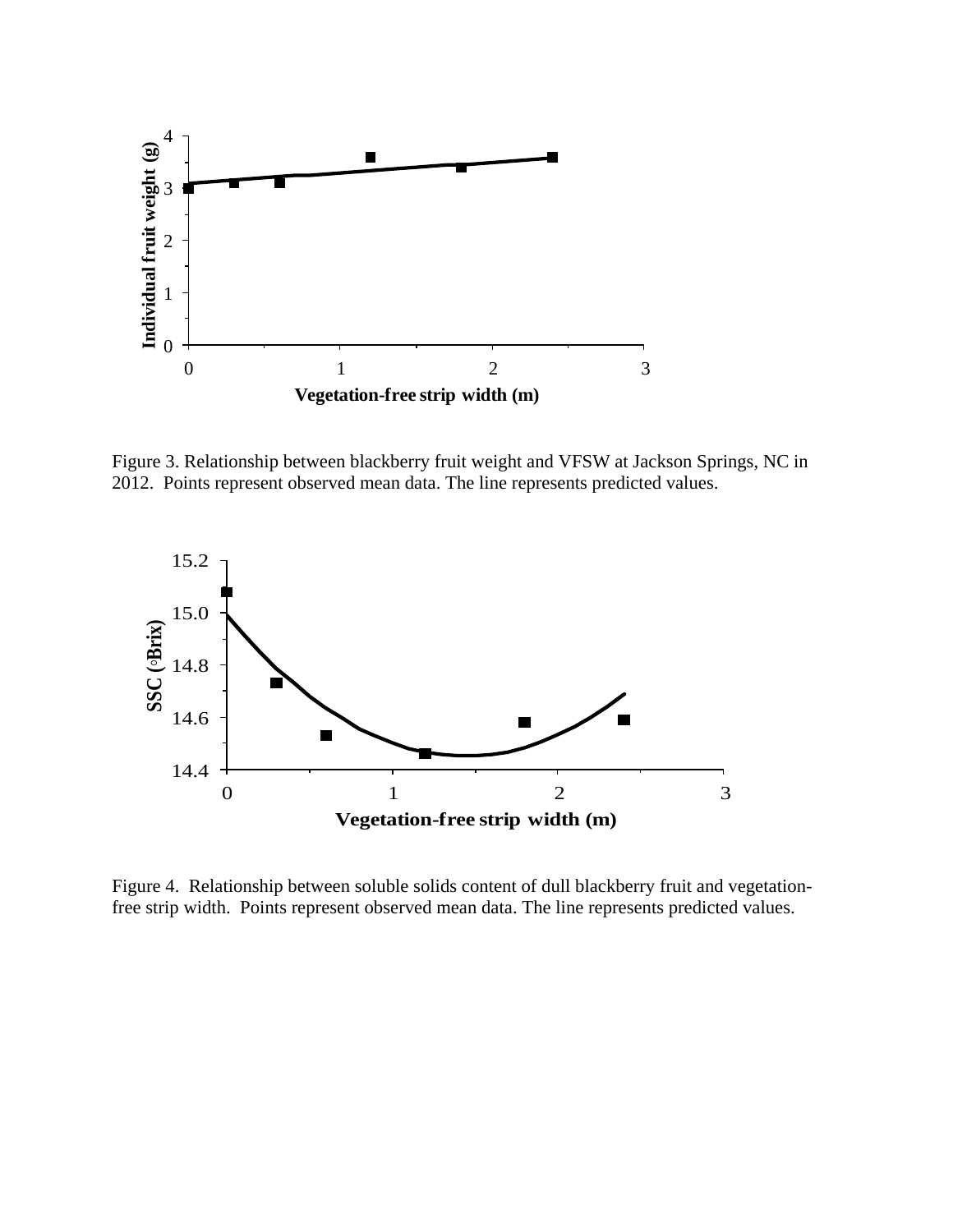4
3
2
1
0
0
1
2
3
Individual fruit weight (g)
Vegetation-free strip width (m)

Figure 3. Relationship between blackberry fruit weight and VFSW at Jackson Springs, NC in 2012. Points represent observed mean data. The line represents predicted values.

15.2
15.0
14.8
14.6
14.4
0
1
2
3
SSC (◦Brix)
Vegetation-free strip width (m)

Figure 4. Relationship between soluble solids content of dull blackberry fruit and vegetation-free strip width. Points represent observed mean data. The line represents predicted values.